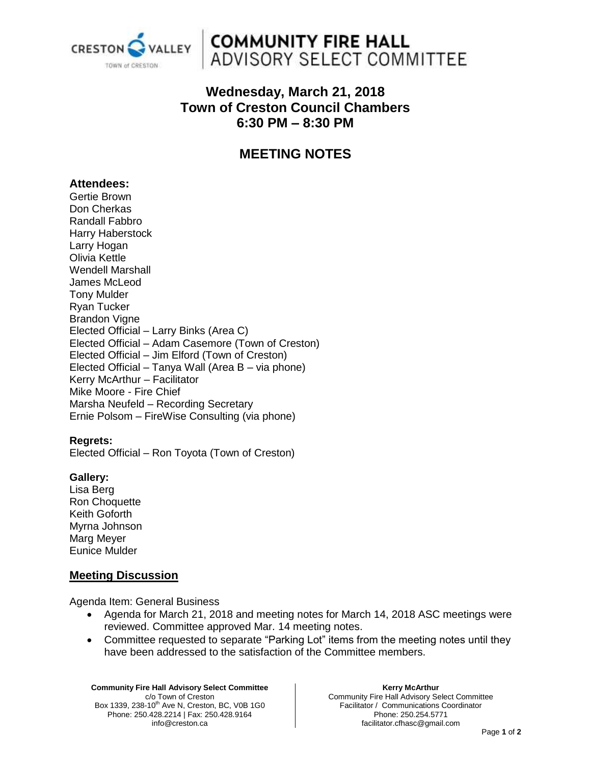# COMMUNITY FIRE HALL ADVISORY SELECT COMMITTEE

## Wednesday, March 21, 2018
## Town of Creston Council Chambers
## 6:30 PM – 8:30 PM

# MEETING NOTES

### Attendees:

Gertie Brown
Don Cherkas
Randall Fabbro
Harry Haberstock
Larry Hogan
Olivia Kettle
Wendell Marshall
James McLeod
Tony Mulder
Ryan Tucker
Brandon Vigne
Elected Official – Larry Binks (Area C)
Elected Official – Adam Casemore (Town of Creston)
Elected Official – Jim Elford (Town of Creston)
Elected Official – Tanya Wall (Area B – via phone)
Kerry McArthur – Facilitator
Mike Moore - Fire Chief
Marsha Neufeld – Recording Secretary
Ernie Polsom – FireWise Consulting (via phone)

**Regrets:**
Elected Official – Ron Toyota (Town of Creston)

**Gallery:**
Lisa Berg
Ron Choquette
Keith Goforth
Myrna Johnson
Marg Meyer
Eunice Mulder

## Meeting Discussion

Agenda Item: General Business

- Agenda for March 21, 2018 and meeting notes for March 14, 2018 ASC meetings were reviewed. Committee approved Mar. 14 meeting notes.
- Committee requested to separate "Parking Lot" items from the meeting notes until they have been addressed to the satisfaction of the Committee members.

**Community Fire Hall Advisory Select Committee**
c/o Town of Creston
Box 1339, 238-10th Ave N, Creston, BC, V0B 1G0
Phone: 250.428.2214 | Fax: 250.428.9164
info@creston.ca

**Kerry McArthur**
Community Fire Hall Advisory Select Committee
Facilitator / Communications Coordinator
Phone: 250.254.5771
facilitator.cfhasc@gmail.com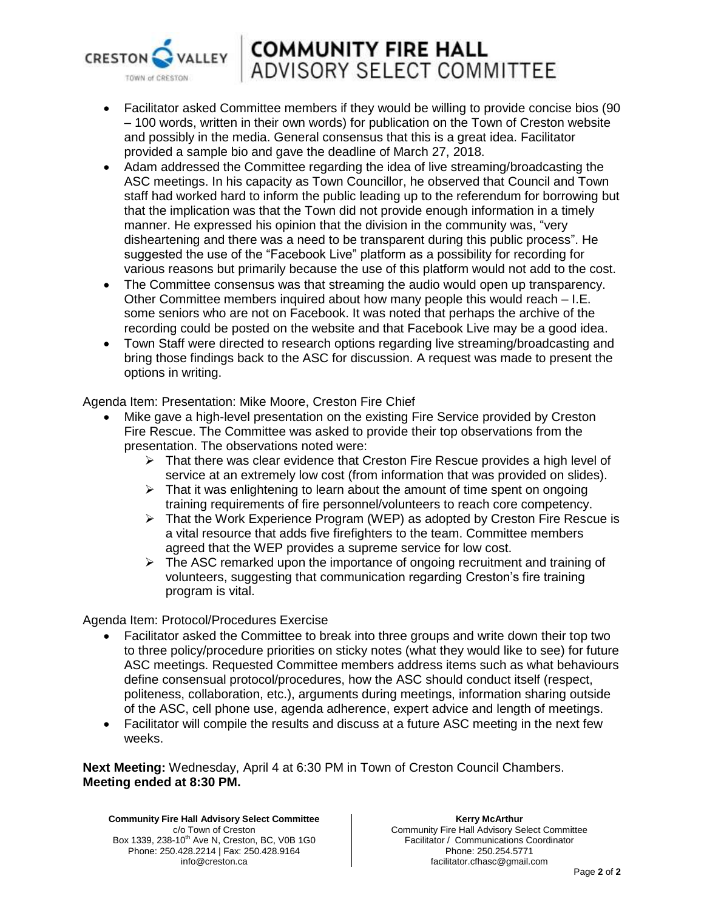- Facilitator asked Committee members if they would be willing to provide concise bios (90 – 100 words, written in their own words) for publication on the Town of Creston website and possibly in the media. General consensus that this is a great idea. Facilitator provided a sample bio and gave the deadline of March 27, 2018.
- Adam addressed the Committee regarding the idea of live streaming/broadcasting the ASC meetings. In his capacity as Town Councillor, he observed that Council and Town staff had worked hard to inform the public leading up to the referendum for borrowing but that the implication was that the Town did not provide enough information in a timely manner. He expressed his opinion that the division in the community was, "very disheartening and there was a need to be transparent during this public process". He suggested the use of the "Facebook Live" platform as a possibility for recording for various reasons but primarily because the use of this platform would not add to the cost.
- The Committee consensus was that streaming the audio would open up transparency. Other Committee members inquired about how many people this would reach – I.E. some seniors who are not on Facebook. It was noted that perhaps the archive of the recording could be posted on the website and that Facebook Live may be a good idea.
- Town Staff were directed to research options regarding live streaming/broadcasting and bring those findings back to the ASC for discussion. A request was made to present the options in writing.

Agenda Item: Presentation: Mike Moore, Creston Fire Chief

- Mike gave a high-level presentation on the existing Fire Service provided by Creston Fire Rescue. The Committee was asked to provide their top observations from the presentation. The observations noted were:
    - That there was clear evidence that Creston Fire Rescue provides a high level of service at an extremely low cost (from information that was provided on slides).
    - That it was enlightening to learn about the amount of time spent on ongoing training requirements of fire personnel/volunteers to reach core competency.
    - That the Work Experience Program (WEP) as adopted by Creston Fire Rescue is a vital resource that adds five firefighters to the team. Committee members agreed that the WEP provides a supreme service for low cost.
    - The ASC remarked upon the importance of ongoing recruitment and training of volunteers, suggesting that communication regarding Creston's fire training program is vital.

Agenda Item: Protocol/Procedures Exercise

- Facilitator asked the Committee to break into three groups and write down their top two to three policy/procedure priorities on sticky notes (what they would like to see) for future ASC meetings. Requested Committee members address items such as what behaviours define consensual protocol/procedures, how the ASC should conduct itself (respect, politeness, collaboration, etc.), arguments during meetings, information sharing outside of the ASC, cell phone use, agenda adherence, expert advice and length of meetings.
- Facilitator will compile the results and discuss at a future ASC meeting in the next few weeks.

**Next Meeting:** Wednesday, April 4 at 6:30 PM in Town of Creston Council Chambers.
**Meeting ended at 8:30 PM.**